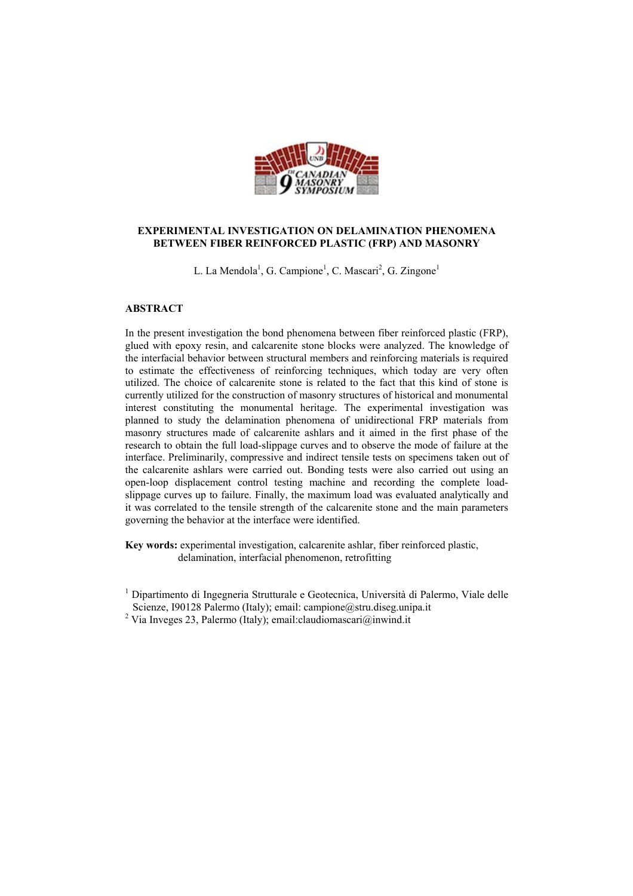# EXPERIMENTAL INVESTIGATION ON DELAMINATION PHENOMENA BETWEEN FIBER REINFORCED PLASTIC (FRP) AND MASONRY

L. La Mendola[1], G. Campione[1], C. Mascari[2], G. Zingone[1]

## ABSTRACT

In the present investigation the bond phenomena between fiber reinforced plastic (FRP), glued with epoxy resin, and calcarenite stone blocks were analyzed. The knowledge of the interfacial behavior between structural members and reinforcing materials is required to estimate the effectiveness of reinforcing techniques, which today are very often utilized. The choice of calcarenite stone is related to the fact that this kind of stone is currently utilized for the construction of masonry structures of historical and monumental interest constituting the monumental heritage. The experimental investigation was planned to study the delamination phenomena of unidirectional FRP materials from masonry structures made of calcarenite ashlars and it aimed in the first phase of the research to obtain the full load-slippage curves and to observe the mode of failure at the interface. Preliminarily, compressive and indirect tensile tests on specimens taken out of the calcarenite ashlars were carried out. Bonding tests were also carried out using an open-loop displacement control testing machine and recording the complete load-slippage curves up to failure. Finally, the maximum load was evaluated analytically and it was correlated to the tensile strength of the calcarenite stone and the main parameters governing the behavior at the interface were identified.

**Key words:** experimental investigation, calcarenite ashlar, fiber reinforced plastic, delamination, interfacial phenomenon, retrofitting

[1] Dipartimento di Ingegneria Strutturale e Geotecnica, Università di Palermo, Viale delle Scienze, I90128 Palermo (Italy); email: campione@stru.diseg.unipa.it

[2] Via Inveges 23, Palermo (Italy); email:claudiomascari@inwind.it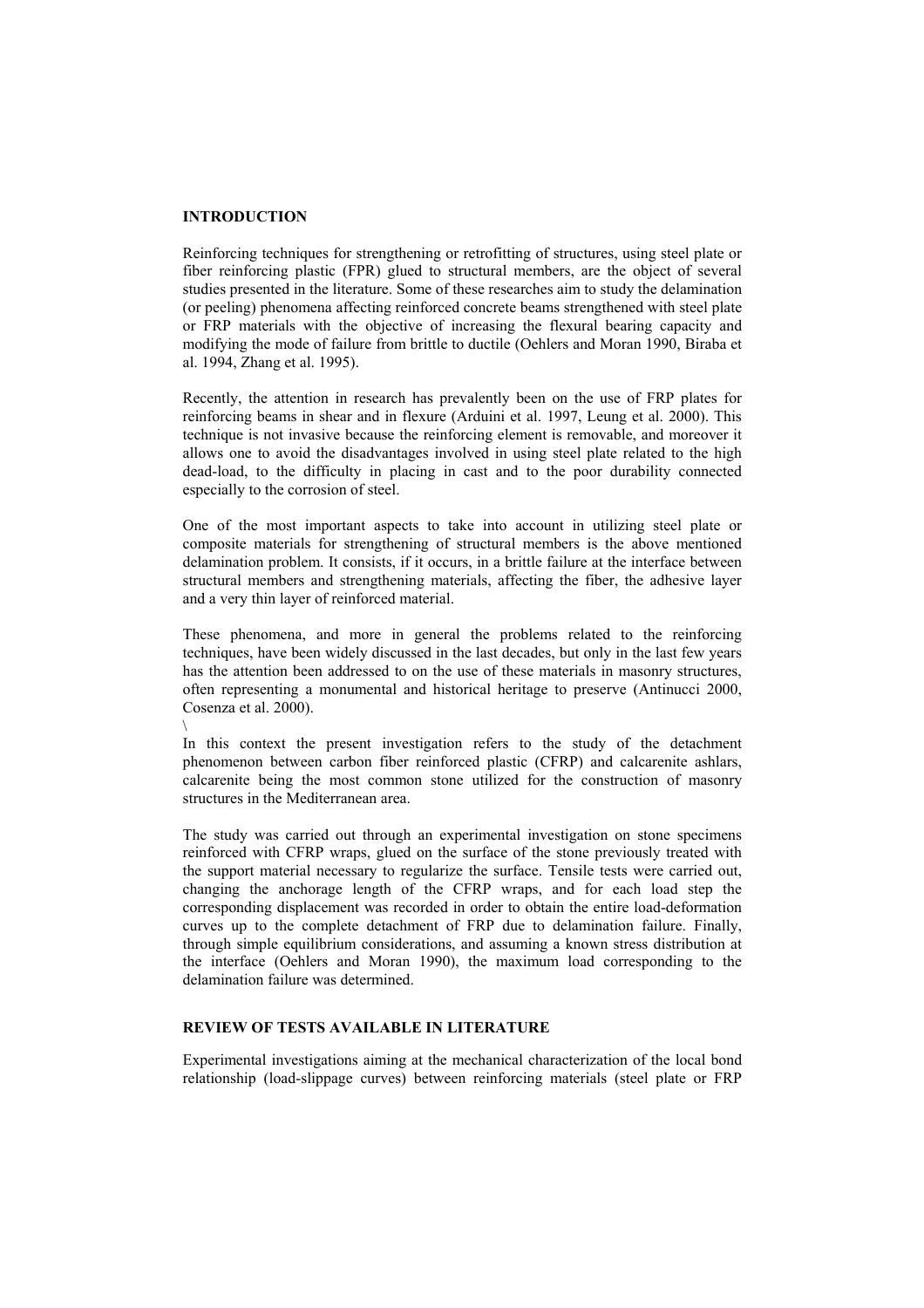## INTRODUCTION

Reinforcing techniques for strengthening or retrofitting of structures, using steel plate or fiber reinforcing plastic (FPR) glued to structural members, are the object of several studies presented in the literature. Some of these researches aim to study the delamination (or peeling) phenomena affecting reinforced concrete beams strengthened with steel plate or FRP materials with the objective of increasing the flexural bearing capacity and modifying the mode of failure from brittle to ductile (Oehlers and Moran 1990, Biraba et al. 1994, Zhang et al. 1995).

Recently, the attention in research has prevalently been on the use of FRP plates for reinforcing beams in shear and in flexure (Arduini et al. 1997, Leung et al. 2000). This technique is not invasive because the reinforcing element is removable, and moreover it allows one to avoid the disadvantages involved in using steel plate related to the high dead-load, to the difficulty in placing in cast and to the poor durability connected especially to the corrosion of steel.

One of the most important aspects to take into account in utilizing steel plate or composite materials for strengthening of structural members is the above mentioned delamination problem. It consists, if it occurs, in a brittle failure at the interface between structural members and strengthening materials, affecting the fiber, the adhesive layer and a very thin layer of reinforced material.

These phenomena, and more in general the problems related to the reinforcing techniques, have been widely discussed in the last decades, but only in the last few years has the attention been addressed to on the use of these materials in masonry structures, often representing a monumental and historical heritage to preserve (Antinucci 2000, Cosenza et al. 2000).
\
In this context the present investigation refers to the study of the detachment phenomenon between carbon fiber reinforced plastic (CFRP) and calcarenite ashlars, calcarenite being the most common stone utilized for the construction of masonry structures in the Mediterranean area.

The study was carried out through an experimental investigation on stone specimens reinforced with CFRP wraps, glued on the surface of the stone previously treated with the support material necessary to regularize the surface. Tensile tests were carried out, changing the anchorage length of the CFRP wraps, and for each load step the corresponding displacement was recorded in order to obtain the entire load-deformation curves up to the complete detachment of FRP due to delamination failure. Finally, through simple equilibrium considerations, and assuming a known stress distribution at the interface (Oehlers and Moran 1990), the maximum load corresponding to the delamination failure was determined.

## REVIEW OF TESTS AVAILABLE IN LITERATURE

Experimental investigations aiming at the mechanical characterization of the local bond relationship (load-slippage curves) between reinforcing materials (steel plate or FRP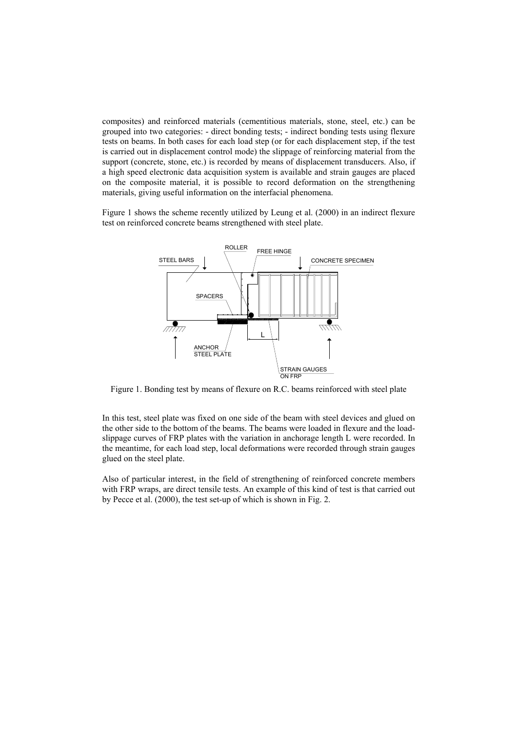composites) and reinforced materials (cementitious materials, stone, steel, etc.) can be grouped into two categories: - direct bonding tests; - indirect bonding tests using flexure tests on beams. In both cases for each load step (or for each displacement step, if the test is carried out in displacement control mode) the slippage of reinforcing material from the support (concrete, stone, etc.) is recorded by means of displacement transducers. Also, if a high speed electronic data acquisition system is available and strain gauges are placed on the composite material, it is possible to record deformation on the strengthening materials, giving useful information on the interfacial phenomena.

Figure 1 shows the scheme recently utilized by Leung et al. (2000) in an indirect flexure test on reinforced concrete beams strengthened with steel plate.

Figure 1. Bonding test by means of flexure on R.C. beams reinforced with steel plate

In this test, steel plate was fixed on one side of the beam with steel devices and glued on the other side to the bottom of the beams. The beams were loaded in flexure and the load-slippage curves of FRP plates with the variation in anchorage length L were recorded. In the meantime, for each load step, local deformations were recorded through strain gauges glued on the steel plate.

Also of particular interest, in the field of strengthening of reinforced concrete members with FRP wraps, are direct tensile tests. An example of this kind of test is that carried out by Pecce et al. (2000), the test set-up of which is shown in Fig. 2.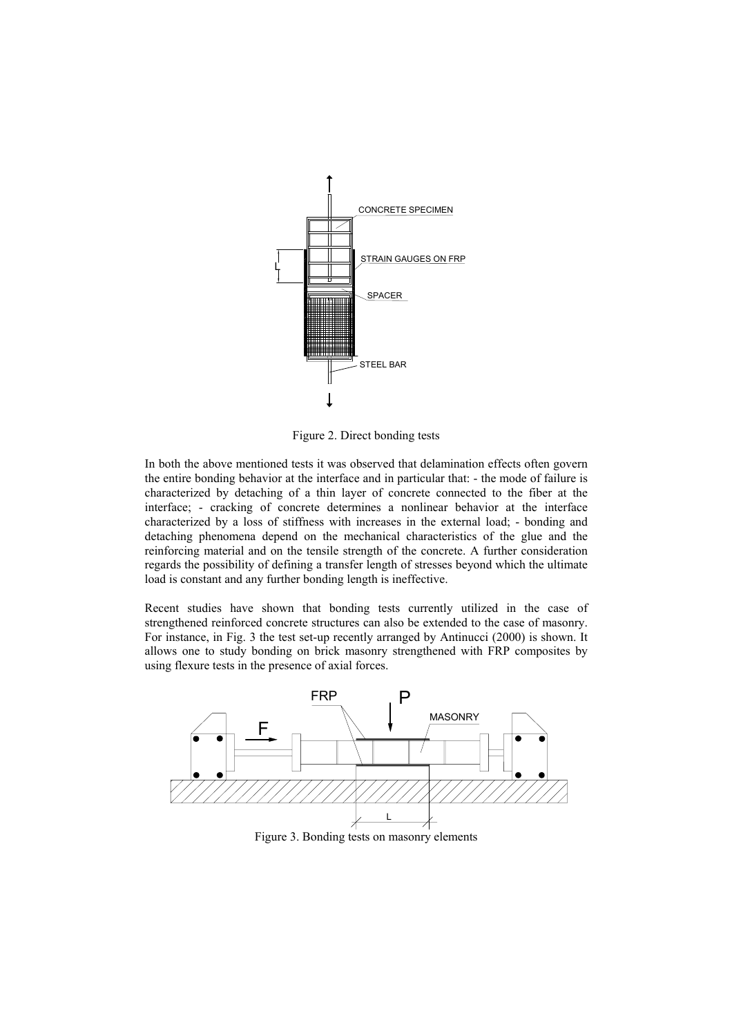Figure 2. Direct bonding tests

In both the above mentioned tests it was observed that delamination effects often govern the entire bonding behavior at the interface and in particular that: - the mode of failure is characterized by detaching of a thin layer of concrete connected to the fiber at the interface; - cracking of concrete determines a nonlinear behavior at the interface characterized by a loss of stiffness with increases in the external load; - bonding and detaching phenomena depend on the mechanical characteristics of the glue and the reinforcing material and on the tensile strength of the concrete. A further consideration regards the possibility of defining a transfer length of stresses beyond which the ultimate load is constant and any further bonding length is ineffective.

Recent studies have shown that bonding tests currently utilized in the case of strengthened reinforced concrete structures can also be extended to the case of masonry. For instance, in Fig. 3 the test set-up recently arranged by Antinucci (2000) is shown. It allows one to study bonding on brick masonry strengthened with FRP composites by using flexure tests in the presence of axial forces.

Figure 3. Bonding tests on masonry elements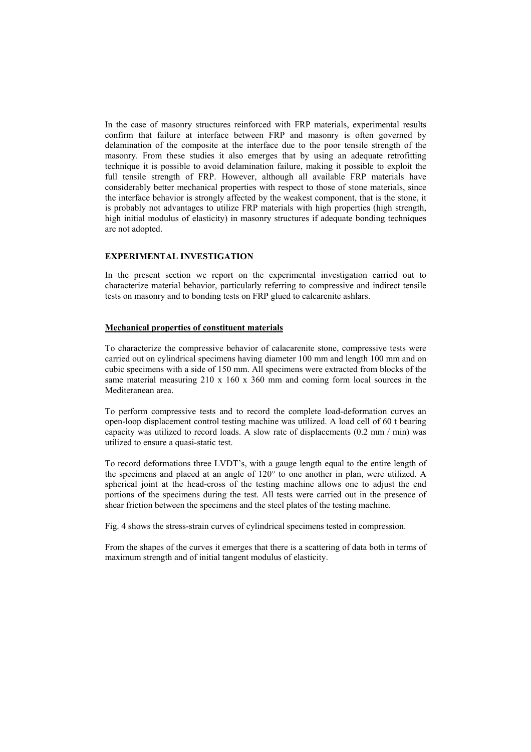In the case of masonry structures reinforced with FRP materials, experimental results confirm that failure at interface between FRP and masonry is often governed by delamination of the composite at the interface due to the poor tensile strength of the masonry. From these studies it also emerges that by using an adequate retrofitting technique it is possible to avoid delamination failure, making it possible to exploit the full tensile strength of FRP. However, although all available FRP materials have considerably better mechanical properties with respect to those of stone materials, since the interface behavior is strongly affected by the weakest component, that is the stone, it is probably not advantages to utilize FRP materials with high properties (high strength, high initial modulus of elasticity) in masonry structures if adequate bonding techniques are not adopted.

## EXPERIMENTAL INVESTIGATION

In the present section we report on the experimental investigation carried out to characterize material behavior, particularly referring to compressive and indirect tensile tests on masonry and to bonding tests on FRP glued to calcarenite ashlars.

### Mechanical properties of constituent materials

To characterize the compressive behavior of calacarenite stone, compressive tests were carried out on cylindrical specimens having diameter 100 mm and length 100 mm and on cubic specimens with a side of 150 mm. All specimens were extracted from blocks of the same material measuring 210 x 160 x 360 mm and coming form local sources in the Mediteranean area.

To perform compressive tests and to record the complete load-deformation curves an open-loop displacement control testing machine was utilized. A load cell of 60 t bearing capacity was utilized to record loads. A slow rate of displacements (0.2 mm / min) was utilized to ensure a quasi-static test.

To record deformations three LVDT's, with a gauge length equal to the entire length of the specimens and placed at an angle of 120° to one another in plan, were utilized. A spherical joint at the head-cross of the testing machine allows one to adjust the end portions of the specimens during the test. All tests were carried out in the presence of shear friction between the specimens and the steel plates of the testing machine.

Fig. 4 shows the stress-strain curves of cylindrical specimens tested in compression.

From the shapes of the curves it emerges that there is a scattering of data both in terms of maximum strength and of initial tangent modulus of elasticity.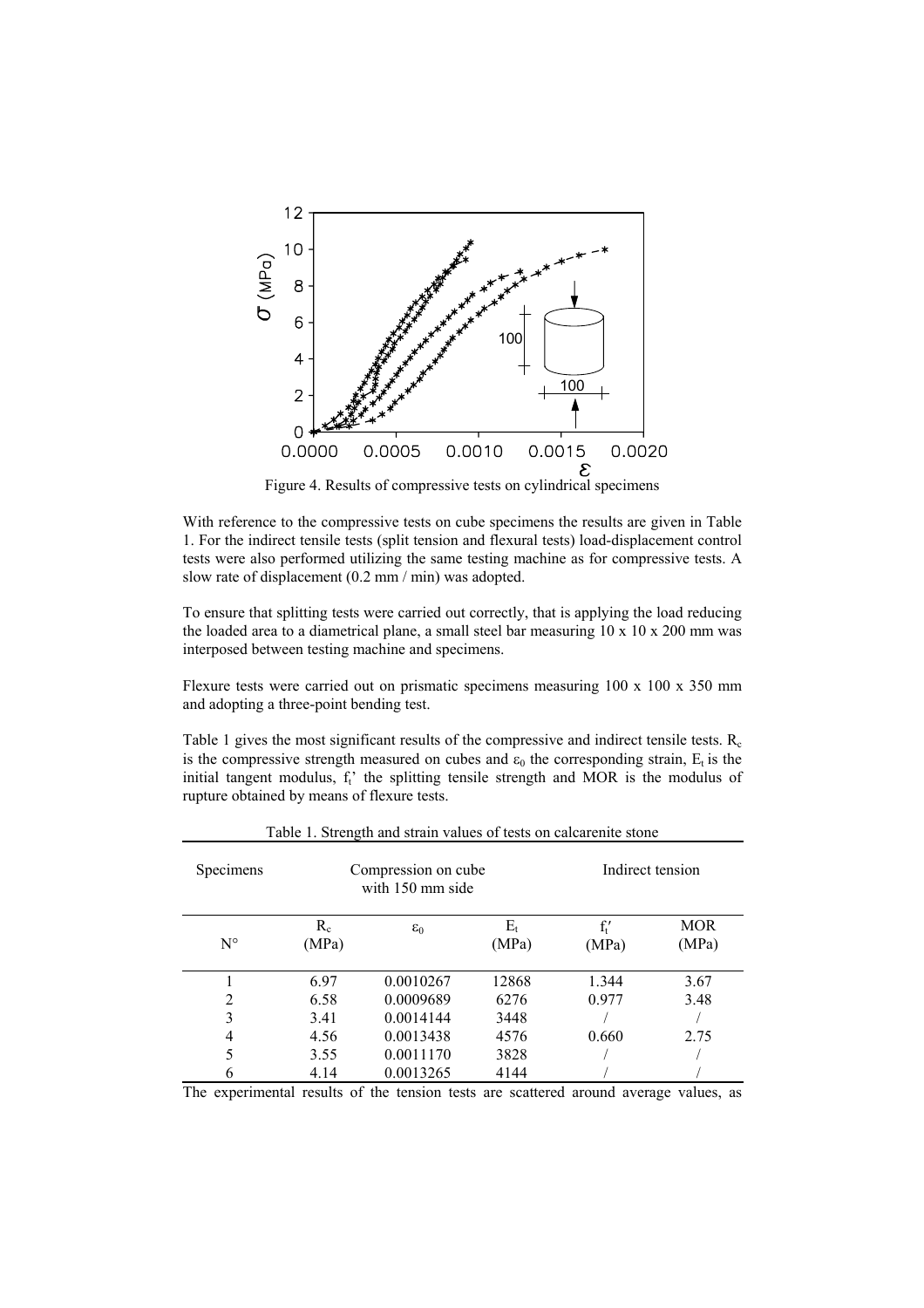Figure 4. Results of compressive tests on cylindrical specimens

With reference to the compressive tests on cube specimens the results are given in Table 1. For the indirect tensile tests (split tension and flexural tests) load-displacement control tests were also performed utilizing the same testing machine as for compressive tests. A slow rate of displacement (0.2 mm / min) was adopted.

To ensure that splitting tests were carried out correctly, that is applying the load reducing the loaded area to a diametrical plane, a small steel bar measuring 10 x 10 x 200 mm was interposed between testing machine and specimens.

Flexure tests were carried out on prismatic specimens measuring 100 x 100 x 350 mm and adopting a three-point bending test.

Table 1 gives the most significant results of the compressive and indirect tensile tests. $R_c$ is the compressive strength measured on cubes and $\varepsilon_0$ the corresponding strain, $E_t$ is the initial tangent modulus, $f_t'$ the splitting tensile strength and MOR is the modulus of rupture obtained by means of flexure tests.

Table 1. Strength and strain values of tests on calcarenite stone

| Specimens | Compression on cube with 150 mm side | | | Indirect tension | |
|---|---|---|---|---|---|
| N° | $R_c$ (MPa) | $\varepsilon_0$ | $E_t$ (MPa) | $f_t'$ (MPa) | MOR (MPa) |
| 1 | 6.97 | 0.0010267 | 12868 | 1.344 | 3.67 |
| 2 | 6.58 | 0.0009689 | 6276 | 0.977 | 3.48 |
| 3 | 3.41 | 0.0014144 | 3448 | / | / |
| 4 | 4.56 | 0.0013438 | 4576 | 0.660 | 2.75 |
| 5 | 3.55 | 0.0011170 | 3828 | / | / |
| 6 | 4.14 | 0.0013265 | 4144 | / | / |

The experimental results of the tension tests are scattered around average values, as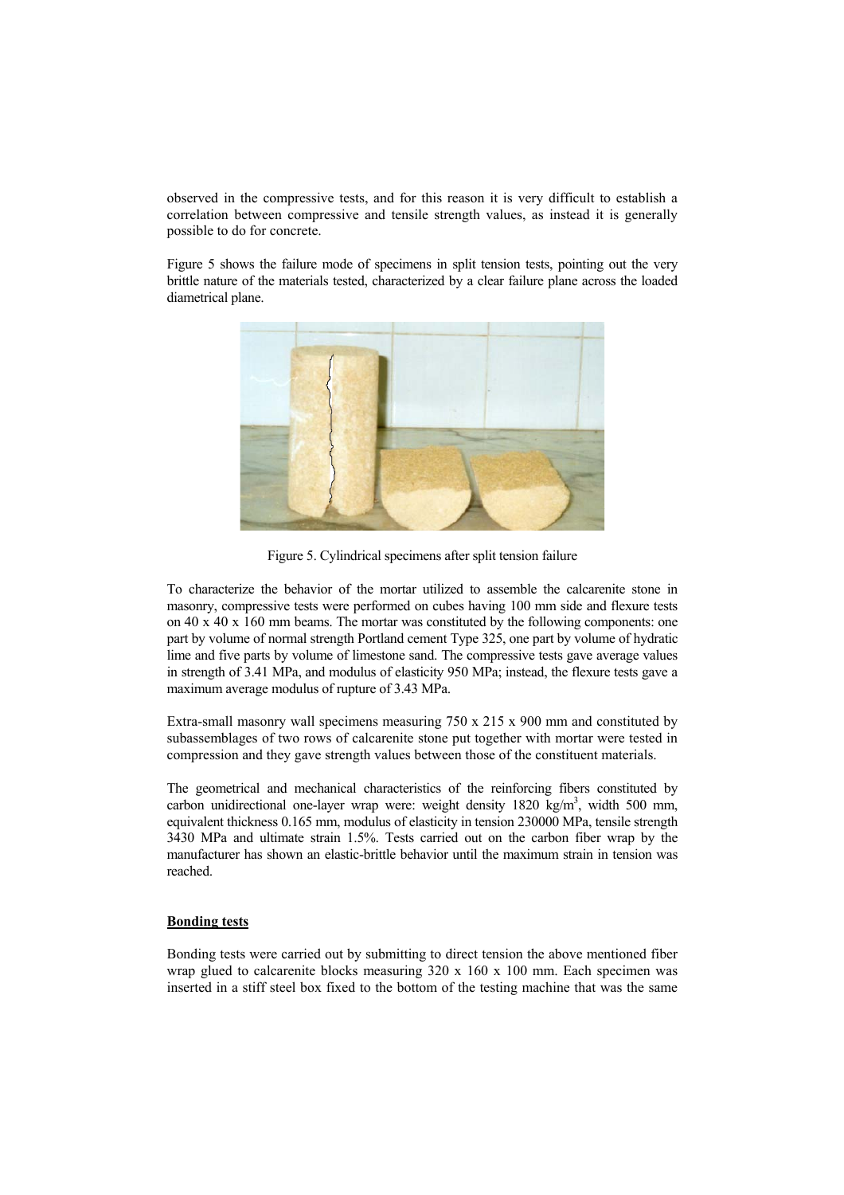observed in the compressive tests, and for this reason it is very difficult to establish a correlation between compressive and tensile strength values, as instead it is generally possible to do for concrete.

Figure 5 shows the failure mode of specimens in split tension tests, pointing out the very brittle nature of the materials tested, characterized by a clear failure plane across the loaded diametrical plane.

Figure 5. Cylindrical specimens after split tension failure

To characterize the behavior of the mortar utilized to assemble the calcarenite stone in masonry, compressive tests were performed on cubes having 100 mm side and flexure tests on 40 x 40 x 160 mm beams. The mortar was constituted by the following components: one part by volume of normal strength Portland cement Type 325, one part by volume of hydratic lime and five parts by volume of limestone sand. The compressive tests gave average values in strength of 3.41 MPa, and modulus of elasticity 950 MPa; instead, the flexure tests gave a maximum average modulus of rupture of 3.43 MPa.

Extra-small masonry wall specimens measuring 750 x 215 x 900 mm and constituted by subassemblages of two rows of calcarenite stone put together with mortar were tested in compression and they gave strength values between those of the constituent materials.

The geometrical and mechanical characteristics of the reinforcing fibers constituted by carbon unidirectional one-layer wrap were: weight density 1820 kg/m$^3$, width 500 mm, equivalent thickness 0.165 mm, modulus of elasticity in tension 230000 MPa, tensile strength 3430 MPa and ultimate strain 1.5%. Tests carried out on the carbon fiber wrap by the manufacturer has shown an elastic-brittle behavior until the maximum strain in tension was reached.

**Bonding tests**

Bonding tests were carried out by submitting to direct tension the above mentioned fiber wrap glued to calcarenite blocks measuring 320 x 160 x 100 mm. Each specimen was inserted in a stiff steel box fixed to the bottom of the testing machine that was the same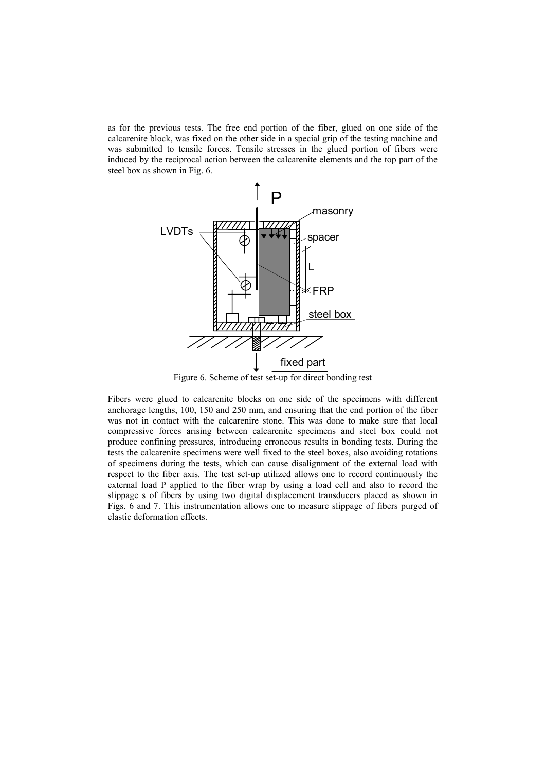as for the previous tests. The free end portion of the fiber, glued on one side of the calcarenite block, was fixed on the other side in a special grip of the testing machine and was submitted to tensile forces. Tensile stresses in the glued portion of fibers were induced by the reciprocal action between the calcarenite elements and the top part of the steel box as shown in Fig. 6.

Figure 6. Scheme of test set-up for direct bonding test

Fibers were glued to calcarenite blocks on one side of the specimens with different anchorage lengths, 100, 150 and 250 mm, and ensuring that the end portion of the fiber was not in contact with the calcarenire stone. This was done to make sure that local compressive forces arising between calcarenite specimens and steel box could not produce confining pressures, introducing erroneous results in bonding tests. During the tests the calcarenite specimens were well fixed to the steel boxes, also avoiding rotations of specimens during the tests, which can cause disalignment of the external load with respect to the fiber axis. The test set-up utilized allows one to record continuously the external load P applied to the fiber wrap by using a load cell and also to record the slippage s of fibers by using two digital displacement transducers placed as shown in Figs. 6 and 7. This instrumentation allows one to measure slippage of fibers purged of elastic deformation effects.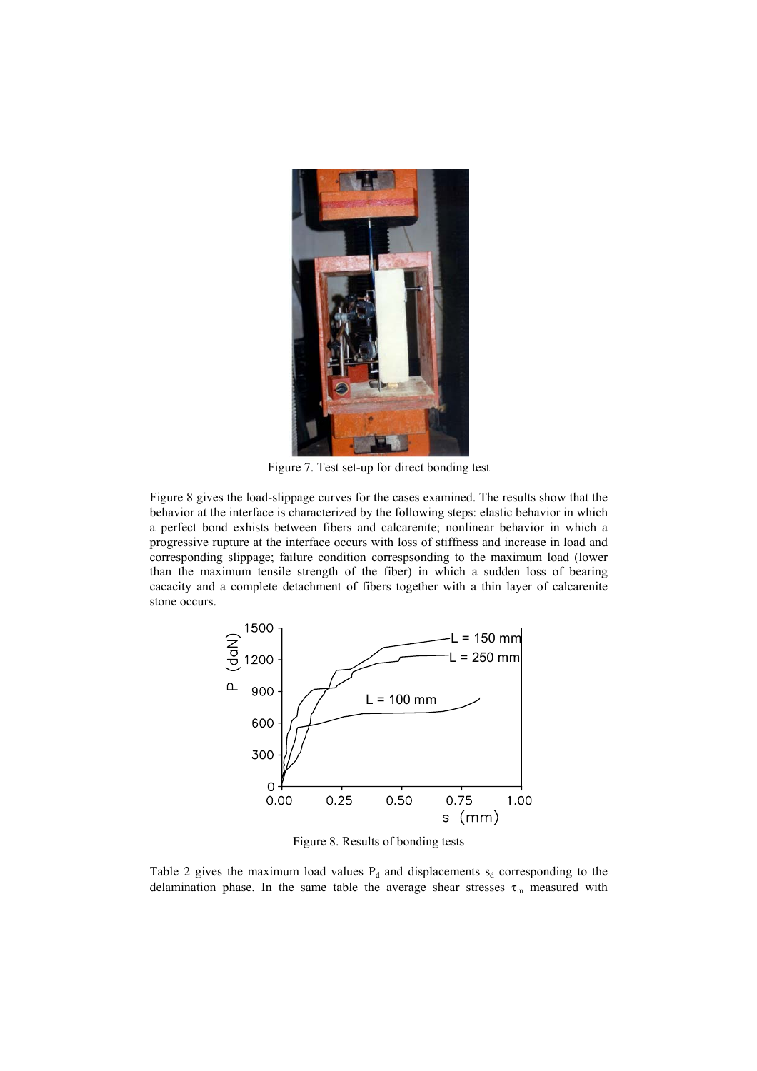Figure 7. Test set-up for direct bonding test

Figure 8 gives the load-slippage curves for the cases examined. The results show that the behavior at the interface is characterized by the following steps: elastic behavior in which a perfect bond exhists between fibers and calcarenite; nonlinear behavior in which a progressive rupture at the interface occurs with loss of stiffness and increase in load and corresponding slippage; failure condition correspsonding to the maximum load (lower than the maximum tensile strength of the fiber) in which a sudden loss of bearing cacacity and a complete detachment of fibers together with a thin layer of calcarenite stone occurs.

Figure 8. Results of bonding tests

Table 2 gives the maximum load values $P_d$ and displacements $s_d$ corresponding to the delamination phase. In the same table the average shear stresses $\tau_m$ measured with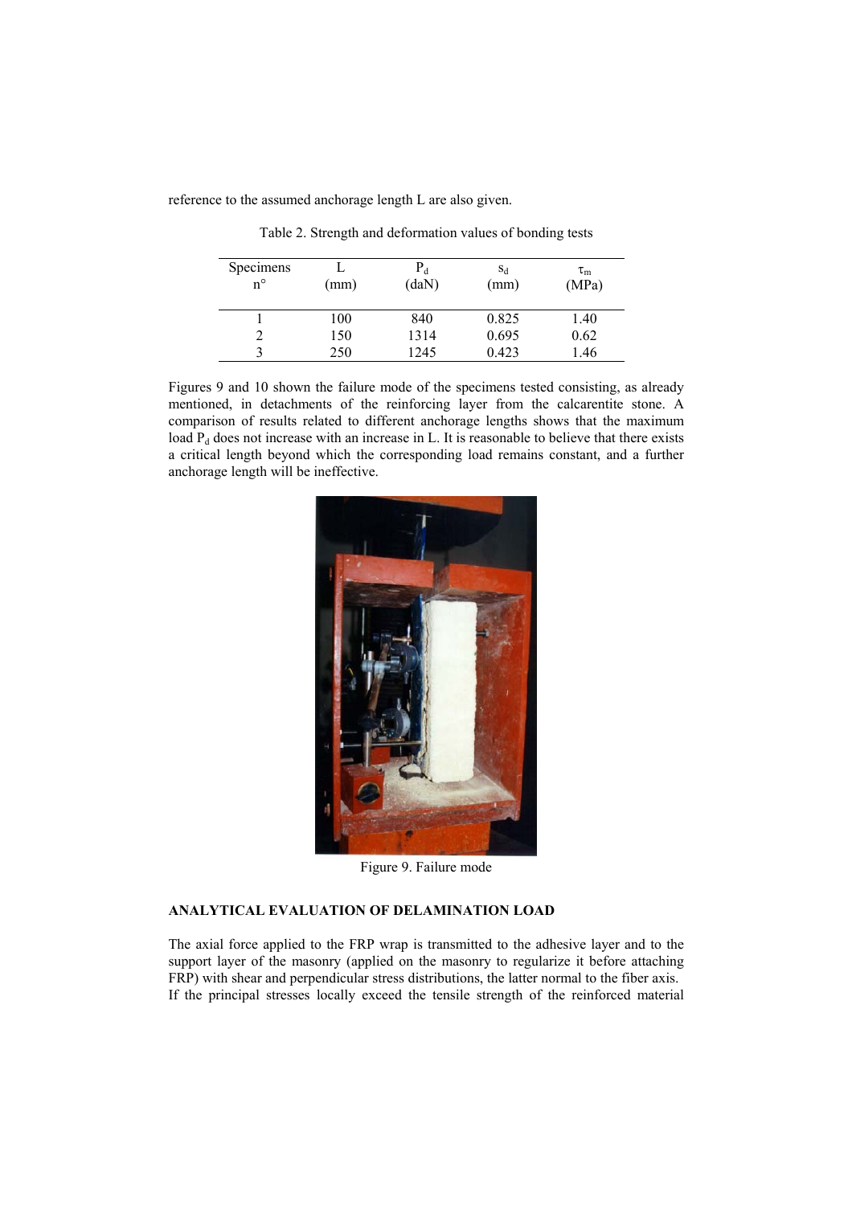reference to the assumed anchorage length L are also given.

Table 2. Strength and deformation values of bonding tests

| Specimens n° | L (mm) | $P_d$ (daN) | $s_d$ (mm) | $\tau_m$ (MPa) |
|---|---|---|---|---|
| 1 | 100 | 840 | 0.825 | 1.40 |
| 2 | 150 | 1314 | 0.695 | 0.62 |
| 3 | 250 | 1245 | 0.423 | 1.46 |

Figures 9 and 10 shown the failure mode of the specimens tested consisting, as already mentioned, in detachments of the reinforcing layer from the calcarentite stone. A comparison of results related to different anchorage lengths shows that the maximum load $P_d$ does not increase with an increase in L. It is reasonable to believe that there exists a critical length beyond which the corresponding load remains constant, and a further anchorage length will be ineffective.

Figure 9. Failure mode

## ANALYTICAL EVALUATION OF DELAMINATION LOAD

The axial force applied to the FRP wrap is transmitted to the adhesive layer and to the support layer of the masonry (applied on the masonry to regularize it before attaching FRP) with shear and perpendicular stress distributions, the latter normal to the fiber axis. If the principal stresses locally exceed the tensile strength of the reinforced material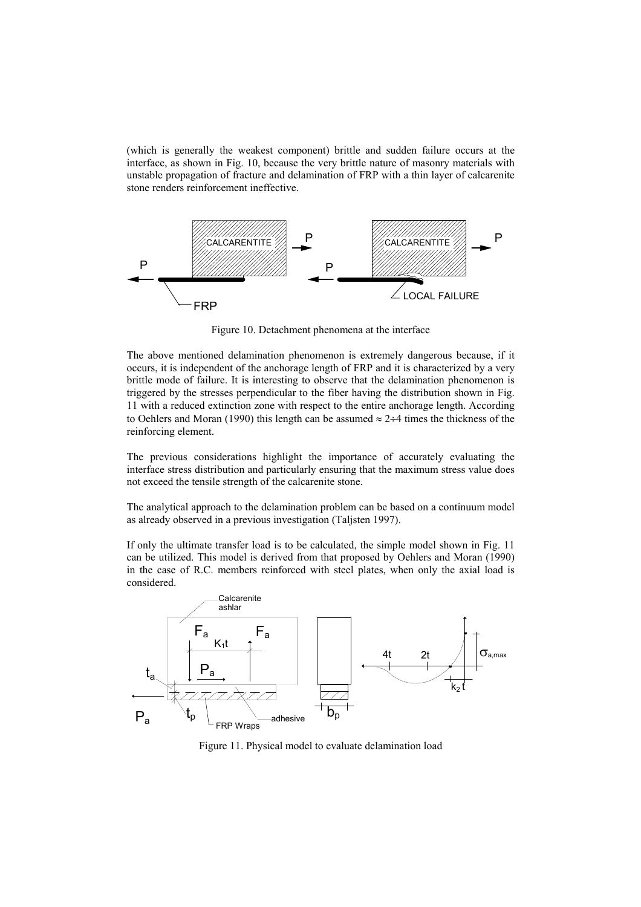(which is generally the weakest component) brittle and sudden failure occurs at the interface, as shown in Fig. 10, because the very brittle nature of masonry materials with unstable propagation of fracture and delamination of FRP with a thin layer of calcarenite stone renders reinforcement ineffective.

Figure 10. Detachment phenomena at the interface

The above mentioned delamination phenomenon is extremely dangerous because, if it occurs, it is independent of the anchorage length of FRP and it is characterized by a very brittle mode of failure. It is interesting to observe that the delamination phenomenon is triggered by the stresses perpendicular to the fiber having the distribution shown in Fig. 11 with a reduced extinction zone with respect to the entire anchorage length. According to Oehlers and Moran (1990) this length can be assumed $\approx 2 \div 4$ times the thickness of the reinforcing element.

The previous considerations highlight the importance of accurately evaluating the interface stress distribution and particularly ensuring that the maximum stress value does not exceed the tensile strength of the calcarenite stone.

The analytical approach to the delamination problem can be based on a continuum model as already observed in a previous investigation (Taljsten 1997).

If only the ultimate transfer load is to be calculated, the simple model shown in Fig. 11 can be utilized. This model is derived from that proposed by Oehlers and Moran (1990) in the case of R.C. members reinforced with steel plates, when only the axial load is considered.

Figure 11. Physical model to evaluate delamination load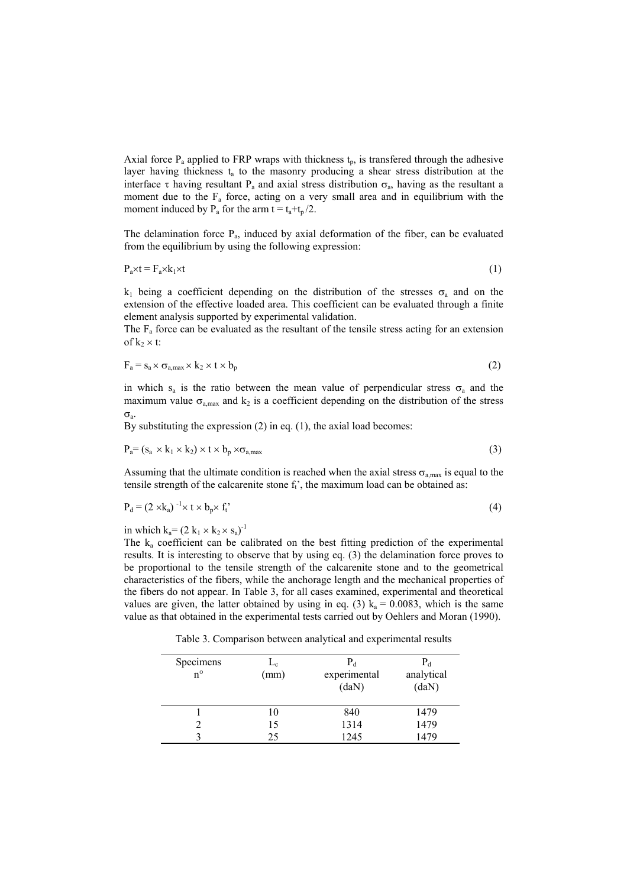Axial force $P_a$ applied to FRP wraps with thickness $t_p$, is transfered through the adhesive layer having thickness $t_a$ to the masonry producing a shear stress distribution at the interface $\tau$ having resultant $P_a$ and axial stress distribution $\sigma_a$, having as the resultant a moment due to the $F_a$ force, acting on a very small area and in equilibrium with the moment induced by $P_a$ for the arm $t = t_a + t_p/2$.

The delamination force $P_a$, induced by axial deformation of the fiber, can be evaluated from the equilibrium by using the following expression:

$$P_a \times t = F_a \times k_1 \times t \tag{1}$$

$k_1$ being a coefficient depending on the distribution of the stresses $\sigma_a$ and on the extension of the effective loaded area. This coefficient can be evaluated through a finite element analysis supported by experimental validation.

The $F_a$ force can be evaluated as the resultant of the tensile stress acting for an extension of $k_2 \times t$:

$$F_a = s_a \times \sigma_{a,max} \times k_2 \times t \times b_p \tag{2}$$

in which $s_a$ is the ratio between the mean value of perpendicular stress $\sigma_a$ and the maximum value $\sigma_{a,max}$ and $k_2$ is a coefficient depending on the distribution of the stress $\sigma_a$.

By substituting the expression (2) in eq. (1), the axial load becomes:

$$P_a = (s_a \times k_1 \times k_2) \times t \times b_p \times \sigma_{a,max} \tag{3}$$

Assuming that the ultimate condition is reached when the axial stress $\sigma_{a,max}$ is equal to the tensile strength of the calcarenite stone $f_t'$, the maximum load can be obtained as:

$$P_d = (2 \times k_a)^{-1} \times t \times b_p \times f_t' \tag{4}$$

in which $k_a = (2\, k_1 \times k_2 \times s_a)^{-1}$

The $k_a$ coefficient can be calibrated on the best fitting prediction of the experimental results. It is interesting to observe that by using eq. (3) the delamination force proves to be proportional to the tensile strength of the calcarenite stone and to the geometrical characteristics of the fibers, while the anchorage length and the mechanical properties of the fibers do not appear. In Table 3, for all cases examined, experimental and theoretical values are given, the latter obtained by using in eq. (3) $k_a = 0.0083$, which is the same value as that obtained in the experimental tests carried out by Oehlers and Moran (1990).

Table 3. Comparison between analytical and experimental results

| Specimens n° | $L_c$ (mm) | $P_d$ experimental (daN) | $P_d$ analytical (daN) |
|---|---|---|---|
| 1 | 10 | 840 | 1479 |
| 2 | 15 | 1314 | 1479 |
| 3 | 25 | 1245 | 1479 |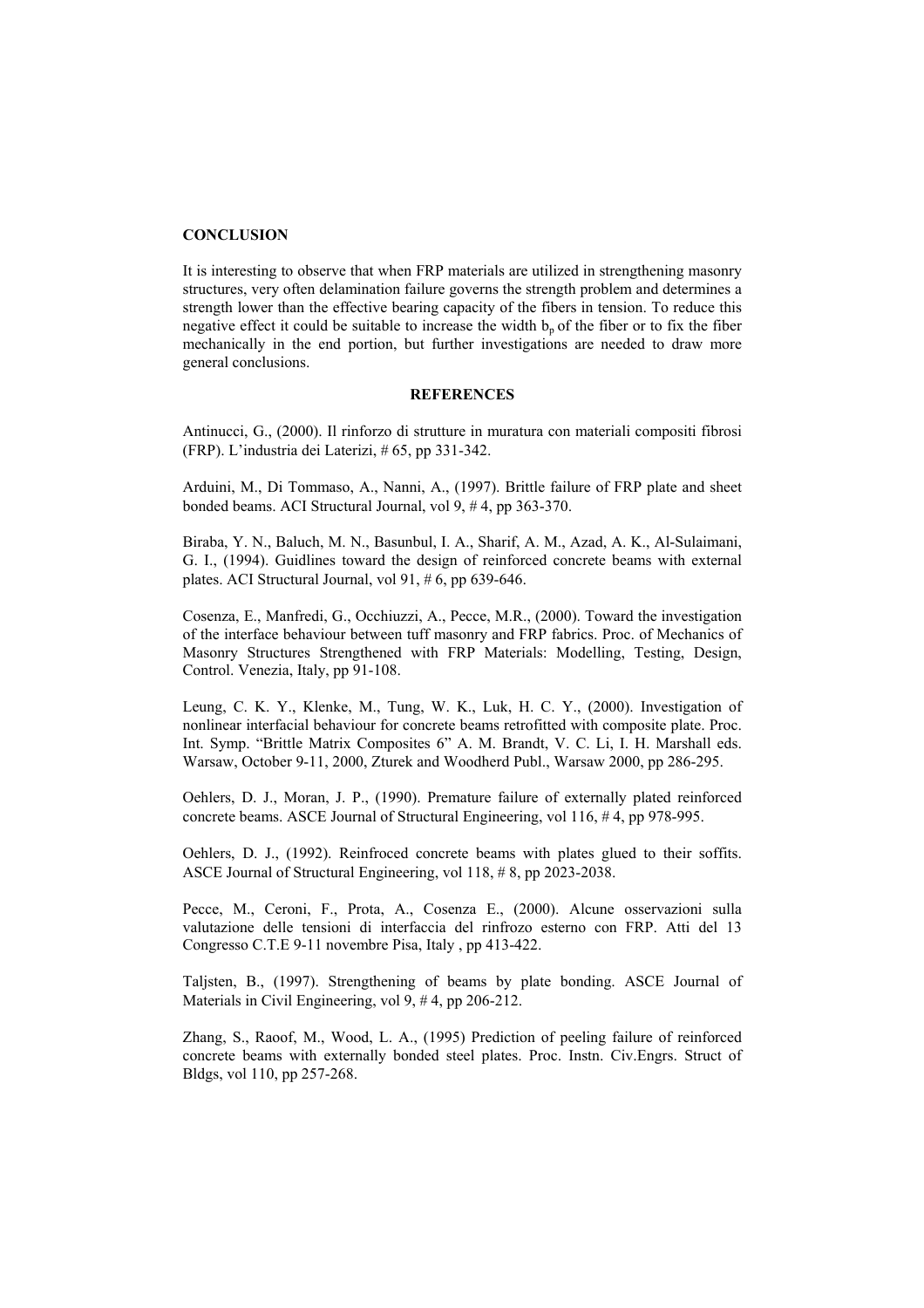## CONCLUSION

It is interesting to observe that when FRP materials are utilized in strengthening masonry structures, very often delamination failure governs the strength problem and determines a strength lower than the effective bearing capacity of the fibers in tension. To reduce this negative effect it could be suitable to increase the width $b_p$ of the fiber or to fix the fiber mechanically in the end portion, but further investigations are needed to draw more general conclusions.

## REFERENCES

Antinucci, G., (2000). Il rinforzo di strutture in muratura con materiali compositi fibrosi (FRP). L'industria dei Laterizi, # 65, pp 331-342.

Arduini, M., Di Tommaso, A., Nanni, A., (1997). Brittle failure of FRP plate and sheet bonded beams. ACI Structural Journal, vol 9, # 4, pp 363-370.

Biraba, Y. N., Baluch, M. N., Basunbul, I. A., Sharif, A. M., Azad, A. K., Al-Sulaimani, G. I., (1994). Guidlines toward the design of reinforced concrete beams with external plates. ACI Structural Journal, vol 91, # 6, pp 639-646.

Cosenza, E., Manfredi, G., Occhiuzzi, A., Pecce, M.R., (2000). Toward the investigation of the interface behaviour between tuff masonry and FRP fabrics. Proc. of Mechanics of Masonry Structures Strengthened with FRP Materials: Modelling, Testing, Design, Control. Venezia, Italy, pp 91-108.

Leung, C. K. Y., Klenke, M., Tung, W. K., Luk, H. C. Y., (2000). Investigation of nonlinear interfacial behaviour for concrete beams retrofitted with composite plate. Proc. Int. Symp. "Brittle Matrix Composites 6" A. M. Brandt, V. C. Li, I. H. Marshall eds. Warsaw, October 9-11, 2000, Zturek and Woodherd Publ., Warsaw 2000, pp 286-295.

Oehlers, D. J., Moran, J. P., (1990). Premature failure of externally plated reinforced concrete beams. ASCE Journal of Structural Engineering, vol 116, # 4, pp 978-995.

Oehlers, D. J., (1992). Reinfroced concrete beams with plates glued to their soffits. ASCE Journal of Structural Engineering, vol 118, # 8, pp 2023-2038.

Pecce, M., Ceroni, F., Prota, A., Cosenza E., (2000). Alcune osservazioni sulla valutazione delle tensioni di interfaccia del rinfrozo esterno con FRP. Atti del 13 Congresso C.T.E 9-11 novembre Pisa, Italy , pp 413-422.

Taljsten, B., (1997). Strengthening of beams by plate bonding. ASCE Journal of Materials in Civil Engineering, vol 9, # 4, pp 206-212.

Zhang, S., Raoof, M., Wood, L. A., (1995) Prediction of peeling failure of reinforced concrete beams with externally bonded steel plates. Proc. Instn. Civ.Engrs. Struct of Bldgs, vol 110, pp 257-268.